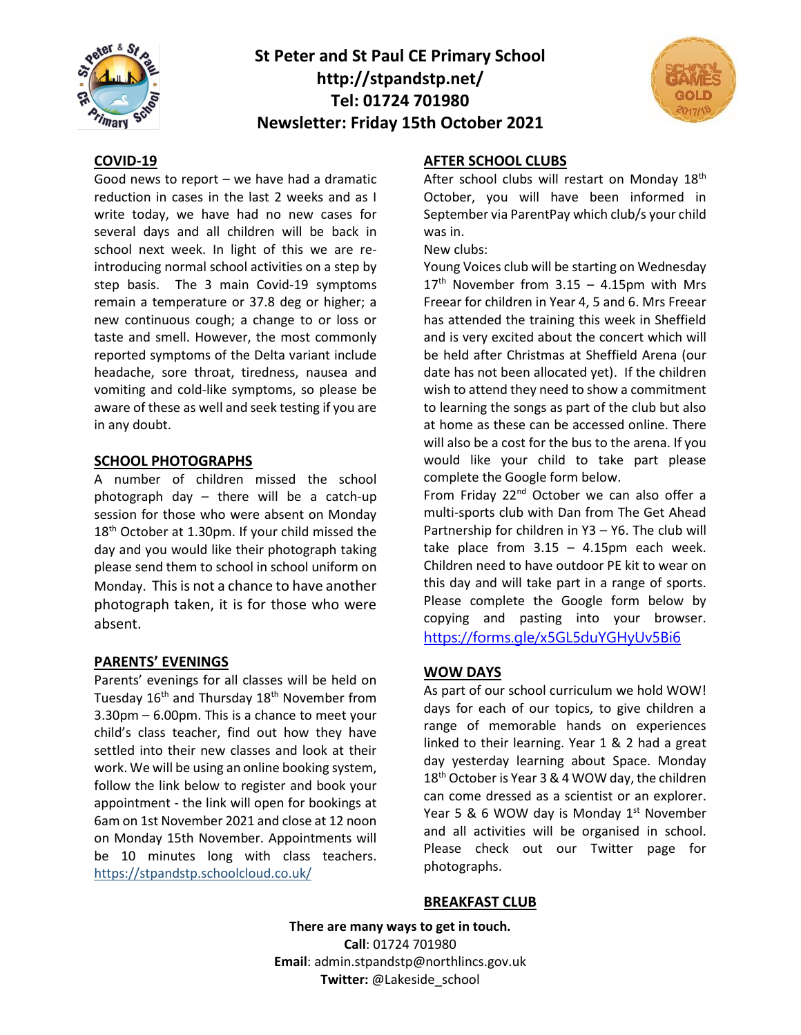# St Peter and St Paul CE Primary School
**http://stpandstp.net/**
**Tel: 01724 701980**
**Newsletter: Friday 15th October 2021**

## COVID-19

Good news to report – we have had a dramatic reduction in cases in the last 2 weeks and as I write today, we have had no new cases for several days and all children will be back in school next week. In light of this we are re-introducing normal school activities on a step by step basis. The 3 main Covid-19 symptoms remain a temperature or 37.8 deg or higher; a new continuous cough; a change to or loss or taste and smell. However, the most commonly reported symptoms of the Delta variant include headache, sore throat, tiredness, nausea and vomiting and cold-like symptoms, so please be aware of these as well and seek testing if you are in any doubt.

## SCHOOL PHOTOGRAPHS

A number of children missed the school photograph day – there will be a catch-up session for those who were absent on Monday 18th October at 1.30pm. If your child missed the day and you would like their photograph taking please send them to school in school uniform on Monday. This is not a chance to have another photograph taken, it is for those who were absent.

## PARENTS' EVENINGS

Parents' evenings for all classes will be held on Tuesday 16th and Thursday 18th November from 3.30pm – 6.00pm. This is a chance to meet your child's class teacher, find out how they have settled into their new classes and look at their work. We will be using an online booking system, follow the link below to register and book your appointment - the link will open for bookings at 6am on 1st November 2021 and close at 12 noon on Monday 15th November. Appointments will be 10 minutes long with class teachers. https://stpandstp.schoolcloud.co.uk/

## AFTER SCHOOL CLUBS

After school clubs will restart on Monday 18th October, you will have been informed in September via ParentPay which club/s your child was in.

New clubs:

Young Voices club will be starting on Wednesday 17th November from 3.15 – 4.15pm with Mrs Freear for children in Year 4, 5 and 6. Mrs Freear has attended the training this week in Sheffield and is very excited about the concert which will be held after Christmas at Sheffield Arena (our date has not been allocated yet). If the children wish to attend they need to show a commitment to learning the songs as part of the club but also at home as these can be accessed online. There will also be a cost for the bus to the arena. If you would like your child to take part please complete the Google form below.

From Friday 22nd October we can also offer a multi-sports club with Dan from The Get Ahead Partnership for children in Y3 – Y6. The club will take place from 3.15 – 4.15pm each week. Children need to have outdoor PE kit to wear on this day and will take part in a range of sports. Please complete the Google form below by copying and pasting into your browser. https://forms.gle/x5GL5duYGHyUv5Bi6

## WOW DAYS

As part of our school curriculum we hold WOW! days for each of our topics, to give children a range of memorable hands on experiences linked to their learning. Year 1 & 2 had a great day yesterday learning about Space. Monday 18th October is Year 3 & 4 WOW day, the children can come dressed as a scientist or an explorer. Year 5 & 6 WOW day is Monday 1st November and all activities will be organised in school. Please check out our Twitter page for photographs.

## BREAKFAST CLUB

**There are many ways to get in touch.**
**Call**: 01724 701980
**Email**: admin.stpandstp@northlincs.gov.uk
**Twitter:** @Lakeside_school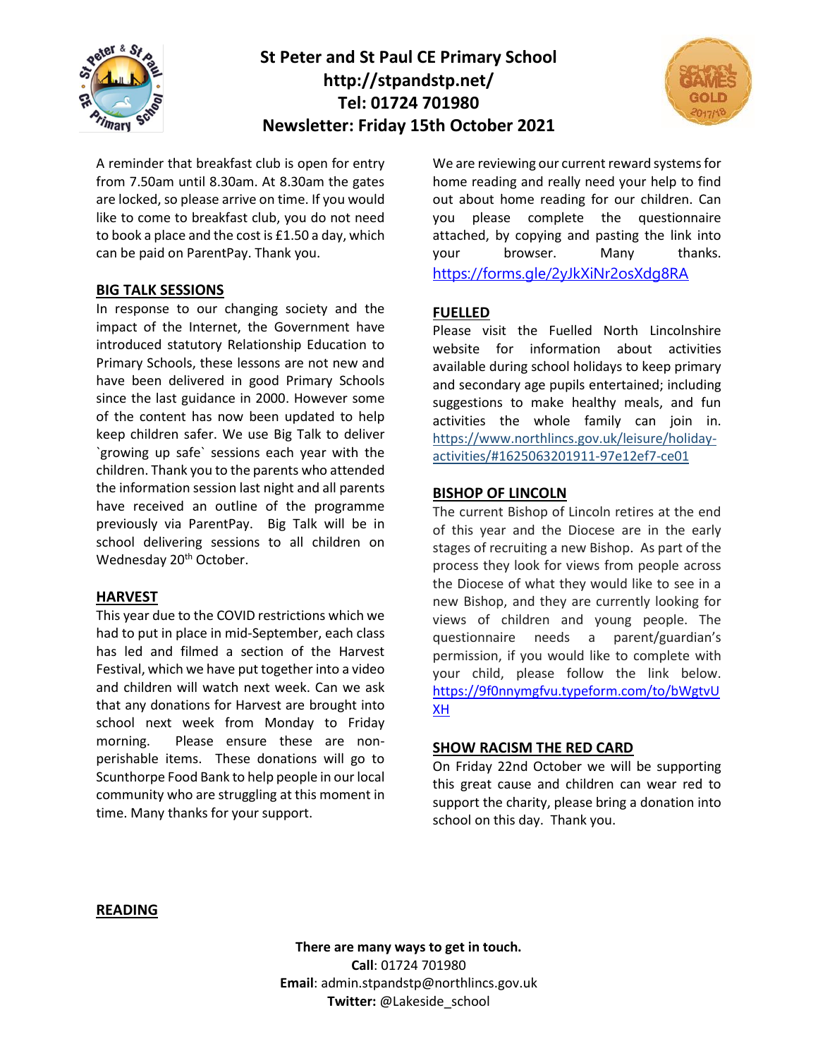# St Peter and St Paul CE Primary School
**http://stpandstp.net/**
**Tel: 01724 701980**
**Newsletter: Friday 15th October 2021**

A reminder that breakfast club is open for entry from 7.50am until 8.30am. At 8.30am the gates are locked, so please arrive on time. If you would like to come to breakfast club, you do not need to book a place and the cost is £1.50 a day, which can be paid on ParentPay. Thank you.

## BIG TALK SESSIONS

In response to our changing society and the impact of the Internet, the Government have introduced statutory Relationship Education to Primary Schools, these lessons are not new and have been delivered in good Primary Schools since the last guidance in 2000. However some of the content has now been updated to help keep children safer. We use Big Talk to deliver `growing up safe` sessions each year with the children. Thank you to the parents who attended the information session last night and all parents have received an outline of the programme previously via ParentPay. Big Talk will be in school delivering sessions to all children on Wednesday 20th October.

## HARVEST

This year due to the COVID restrictions which we had to put in place in mid-September, each class has led and filmed a section of the Harvest Festival, which we have put together into a video and children will watch next week. Can we ask that any donations for Harvest are brought into school next week from Monday to Friday morning. Please ensure these are non-perishable items. These donations will go to Scunthorpe Food Bank to help people in our local community who are struggling at this moment in time. Many thanks for your support.

We are reviewing our current reward systems for home reading and really need your help to find out about home reading for our children. Can you please complete the questionnaire attached, by copying and pasting the link into your browser. Many thanks.
https://forms.gle/2yJkXiNr2osXdg8RA

## FUELLED

Please visit the Fuelled North Lincolnshire website for information about activities available during school holidays to keep primary and secondary age pupils entertained; including suggestions to make healthy meals, and fun activities the whole family can join in.
https://www.northlincs.gov.uk/leisure/holiday-activities/#1625063201911-97e12ef7-ce01

## BISHOP OF LINCOLN

The current Bishop of Lincoln retires at the end of this year and the Diocese are in the early stages of recruiting a new Bishop. As part of the process they look for views from people across the Diocese of what they would like to see in a new Bishop, and they are currently looking for views of children and young people. The questionnaire needs a parent/guardian's permission, if you would like to complete with your child, please follow the link below.
https://9f0nnymgfvu.typeform.com/to/bWgtvUXH

## SHOW RACISM THE RED CARD

On Friday 22nd October we will be supporting this great cause and children can wear red to support the charity, please bring a donation into school on this day. Thank you.

## READING

**There are many ways to get in touch.**
**Call**: 01724 701980
**Email**: admin.stpandstp@northlincs.gov.uk
**Twitter:** @Lakeside_school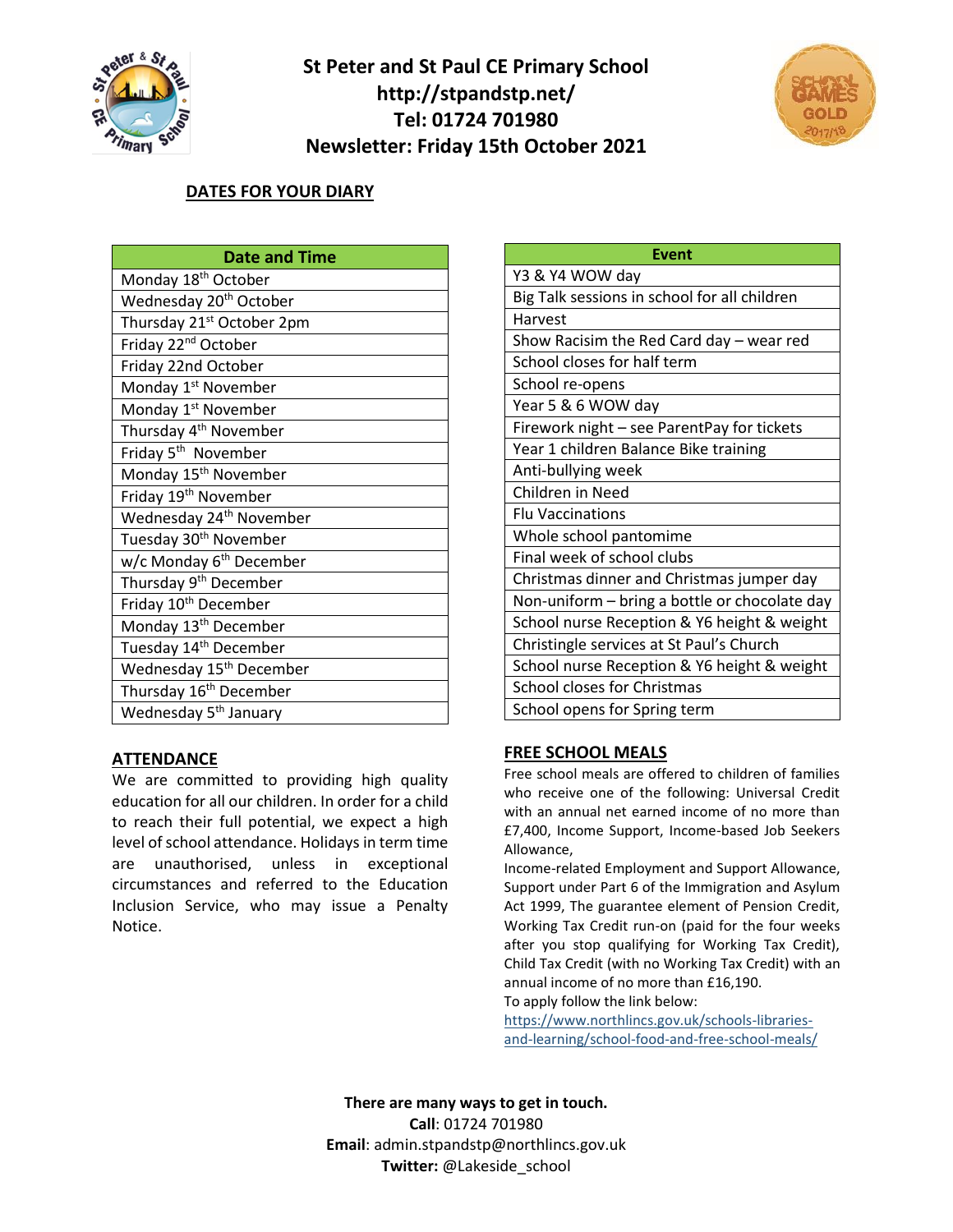# St Peter and St Paul CE Primary School
# http://stpandstp.net/
# Tel: 01724 701980
# Newsletter: Friday 15th October 2021

## DATES FOR YOUR DIARY

| Date and Time | Event |
|---|---|
| Monday 18th October | Y3 & Y4 WOW day |
| Wednesday 20th October | Big Talk sessions in school for all children |
| Thursday 21st October 2pm | Harvest |
| Friday 22nd October | Show Racisim the Red Card day – wear red |
| Friday 22nd October | School closes for half term |
| Monday 1st November | School re-opens |
| Monday 1st November | Year 5 & 6 WOW day |
| Thursday 4th November | Firework night – see ParentPay for tickets |
| Friday 5th November | Year 1 children Balance Bike training |
| Monday 15th November | Anti-bullying week |
| Friday 19th November | Children in Need |
| Wednesday 24th November | Flu Vaccinations |
| Tuesday 30th November | Whole school pantomime |
| w/c Monday 6th December | Final week of school clubs |
| Thursday 9th December | Christmas dinner and Christmas jumper day |
| Friday 10th December | Non-uniform – bring a bottle or chocolate day |
| Monday 13th December | School nurse Reception & Y6 height & weight |
| Tuesday 14th December | Christingle services at St Paul's Church |
| Wednesday 15th December | School nurse Reception & Y6 height & weight |
| Thursday 16th December | School closes for Christmas |
| Wednesday 5th January | School opens for Spring term |

## ATTENDANCE

We are committed to providing high quality education for all our children. In order for a child to reach their full potential, we expect a high level of school attendance. Holidays in term time are unauthorised, unless in exceptional circumstances and referred to the Education Inclusion Service, who may issue a Penalty Notice.

## FREE SCHOOL MEALS

Free school meals are offered to children of families who receive one of the following: Universal Credit with an annual net earned income of no more than £7,400, Income Support, Income-based Job Seekers Allowance,
Income-related Employment and Support Allowance, Support under Part 6 of the Immigration and Asylum Act 1999, The guarantee element of Pension Credit, Working Tax Credit run-on (paid for the four weeks after you stop qualifying for Working Tax Credit), Child Tax Credit (with no Working Tax Credit) with an annual income of no more than £16,190.
To apply follow the link below:
https://www.northlincs.gov.uk/schools-libraries-and-learning/school-food-and-free-school-meals/

**There are many ways to get in touch.**
**Call**: 01724 701980
**Email**: admin.stpandstp@northlincs.gov.uk
**Twitter:** @Lakeside_school